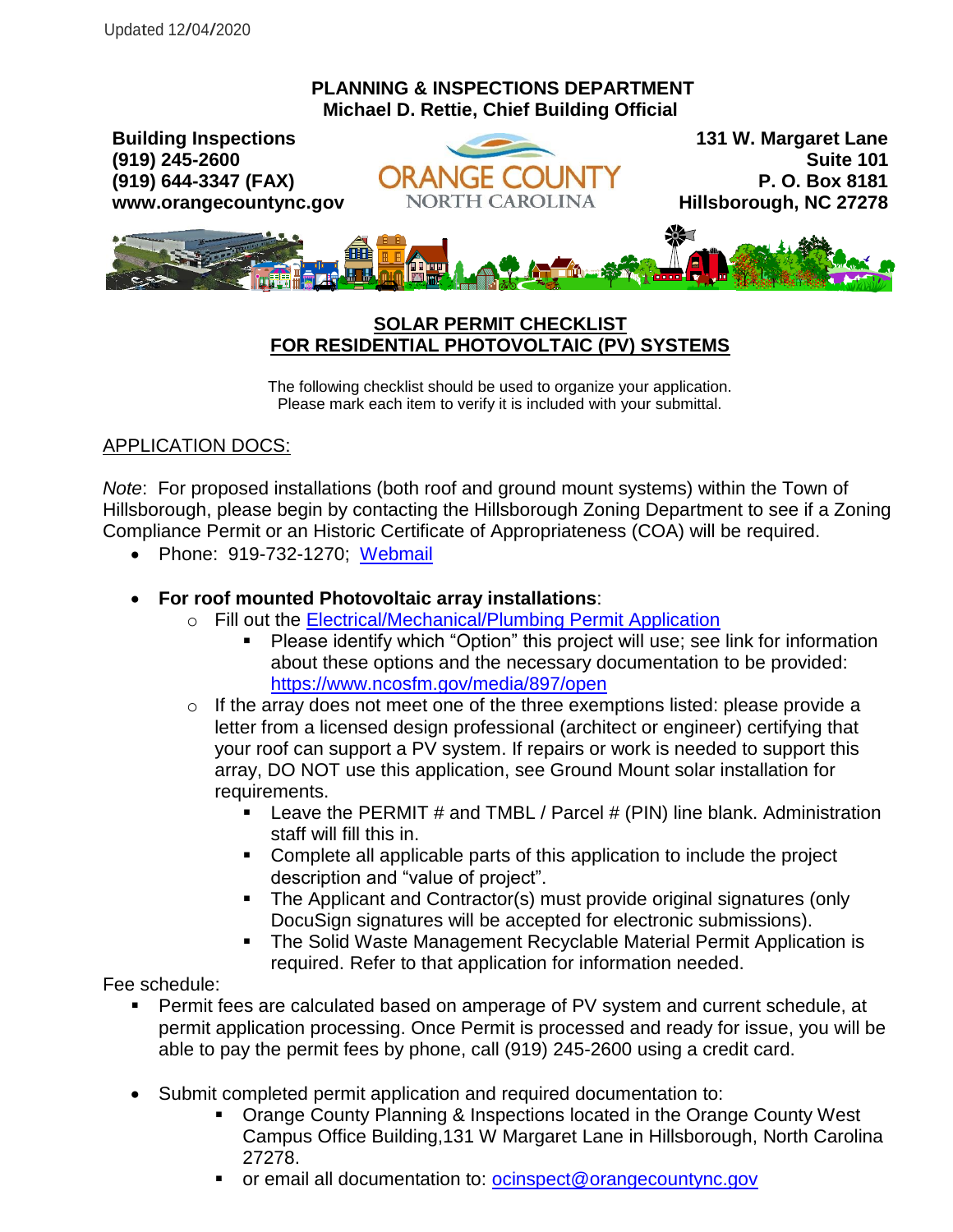Updated 12/04/2020

**PLANNING & INSPECTIONS DEPARTMENT**
**Michael D. Rettie, Chief Building Official**

**Building Inspections**
**(919) 245-2600**
**(919) 644-3347 (FAX)**
**www.orangecountync.gov**

ORANGE COUNTY
NORTH CAROLINA

**131 W. Margaret Lane**
**Suite 101**
**P. O. Box 8181**
**Hillsborough, NC 27278**

## SOLAR PERMIT CHECKLIST FOR RESIDENTIAL PHOTOVOLTAIC (PV) SYSTEMS

The following checklist should be used to organize your application.
Please mark each item to verify it is included with your submittal.

### APPLICATION DOCS:

*Note*: For proposed installations (both roof and ground mount systems) within the Town of Hillsborough, please begin by contacting the Hillsborough Zoning Department to see if a Zoning Compliance Permit or an Historic Certificate of Appropriateness (COA) will be required.

- Phone: 919-732-1270; Webmail
- **For roof mounted Photovoltaic array installations**:
  - Fill out the Electrical/Mechanical/Plumbing Permit Application
    - Please identify which "Option" this project will use; see link for information about these options and the necessary documentation to be provided: https://www.ncosfm.gov/media/897/open
  - If the array does not meet one of the three exemptions listed: please provide a letter from a licensed design professional (architect or engineer) certifying that your roof can support a PV system. If repairs or work is needed to support this array, DO NOT use this application, see Ground Mount solar installation for requirements.
    - Leave the PERMIT # and TMBL / Parcel # (PIN) line blank. Administration staff will fill this in.
    - Complete all applicable parts of this application to include the project description and "value of project".
    - The Applicant and Contractor(s) must provide original signatures (only DocuSign signatures will be accepted for electronic submissions).
    - The Solid Waste Management Recyclable Material Permit Application is required. Refer to that application for information needed.

Fee schedule:

- Permit fees are calculated based on amperage of PV system and current schedule, at permit application processing. Once Permit is processed and ready for issue, you will be able to pay the permit fees by phone, call (919) 245-2600 using a credit card.

- Submit completed permit application and required documentation to:
  - Orange County Planning & Inspections located in the Orange County West Campus Office Building,131 W Margaret Lane in Hillsborough, North Carolina 27278.
  - or email all documentation to: ocinspect@orangecountync.gov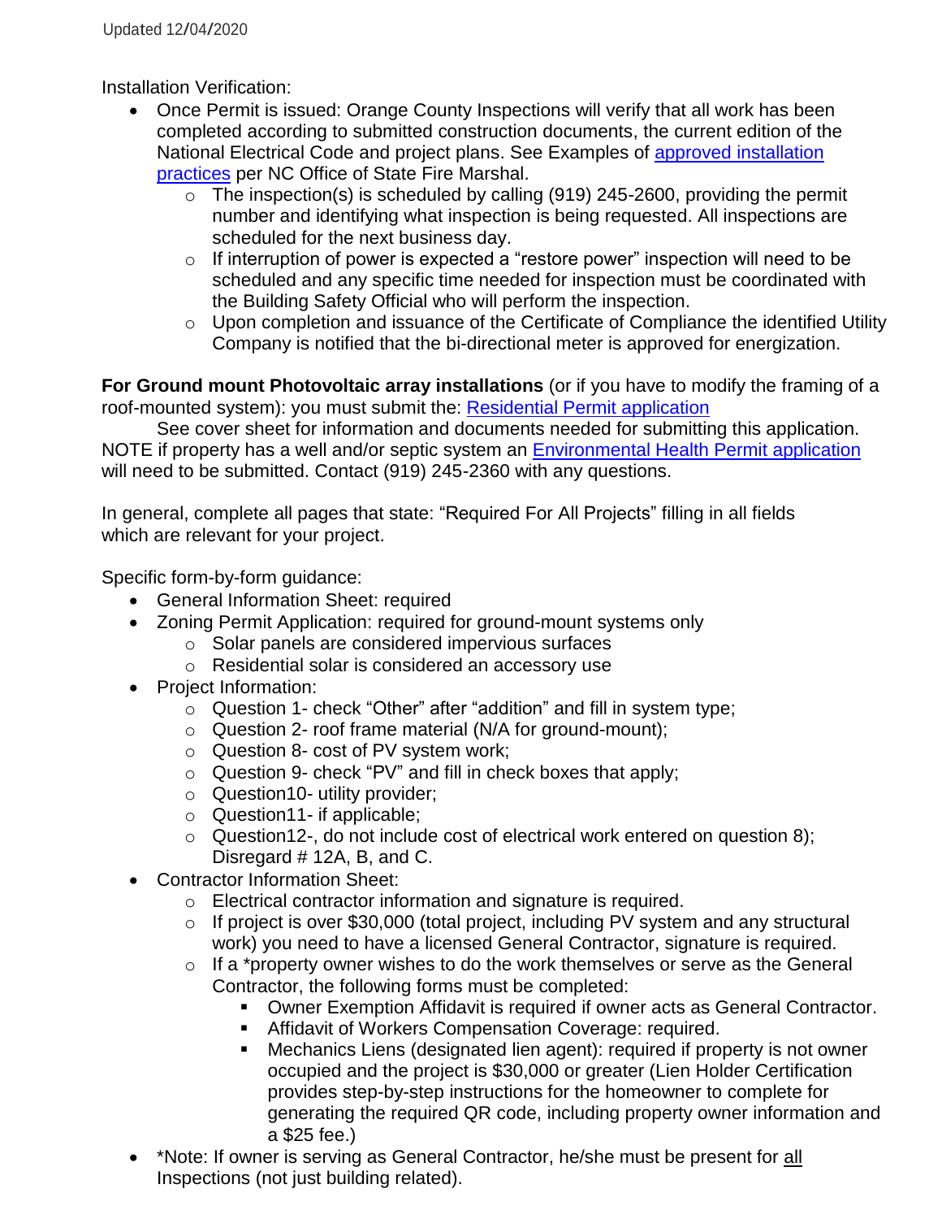Updated 12/04/2020

Installation Verification:

- Once Permit is issued: Orange County Inspections will verify that all work has been completed according to submitted construction documents, the current edition of the National Electrical Code and project plans. See Examples of approved installation practices per NC Office of State Fire Marshal.
  - The inspection(s) is scheduled by calling (919) 245-2600, providing the permit number and identifying what inspection is being requested. All inspections are scheduled for the next business day.
  - If interruption of power is expected a "restore power" inspection will need to be scheduled and any specific time needed for inspection must be coordinated with the Building Safety Official who will perform the inspection.
  - Upon completion and issuance of the Certificate of Compliance the identified Utility Company is notified that the bi-directional meter is approved for energization.

**For Ground mount Photovoltaic array installations** (or if you have to modify the framing of a roof-mounted system): you must submit the: Residential Permit application

See cover sheet for information and documents needed for submitting this application. NOTE if property has a well and/or septic system an Environmental Health Permit application will need to be submitted. Contact (919) 245-2360 with any questions.

In general, complete all pages that state: "Required For All Projects" filling in all fields which are relevant for your project.

Specific form-by-form guidance:

- General Information Sheet: required
- Zoning Permit Application: required for ground-mount systems only
  - Solar panels are considered impervious surfaces
  - Residential solar is considered an accessory use
- Project Information:
  - Question 1- check "Other" after "addition" and fill in system type;
  - Question 2- roof frame material (N/A for ground-mount);
  - Question 8- cost of PV system work;
  - Question 9- check "PV" and fill in check boxes that apply;
  - Question10- utility provider;
  - Question11- if applicable;
  - Question12-, do not include cost of electrical work entered on question 8); Disregard # 12A, B, and C.
- Contractor Information Sheet:
  - Electrical contractor information and signature is required.
  - If project is over $30,000 (total project, including PV system and any structural work) you need to have a licensed General Contractor, signature is required.
  - If a *property owner wishes to do the work themselves or serve as the General Contractor, the following forms must be completed:
    - Owner Exemption Affidavit is required if owner acts as General Contractor.
    - Affidavit of Workers Compensation Coverage: required.
    - Mechanics Liens (designated lien agent): required if property is not owner occupied and the project is $30,000 or greater (Lien Holder Certification provides step-by-step instructions for the homeowner to complete for generating the required QR code, including property owner information and a $25 fee.)
- *Note: If owner is serving as General Contractor, he/she must be present for <u>all</u> Inspections (not just building related).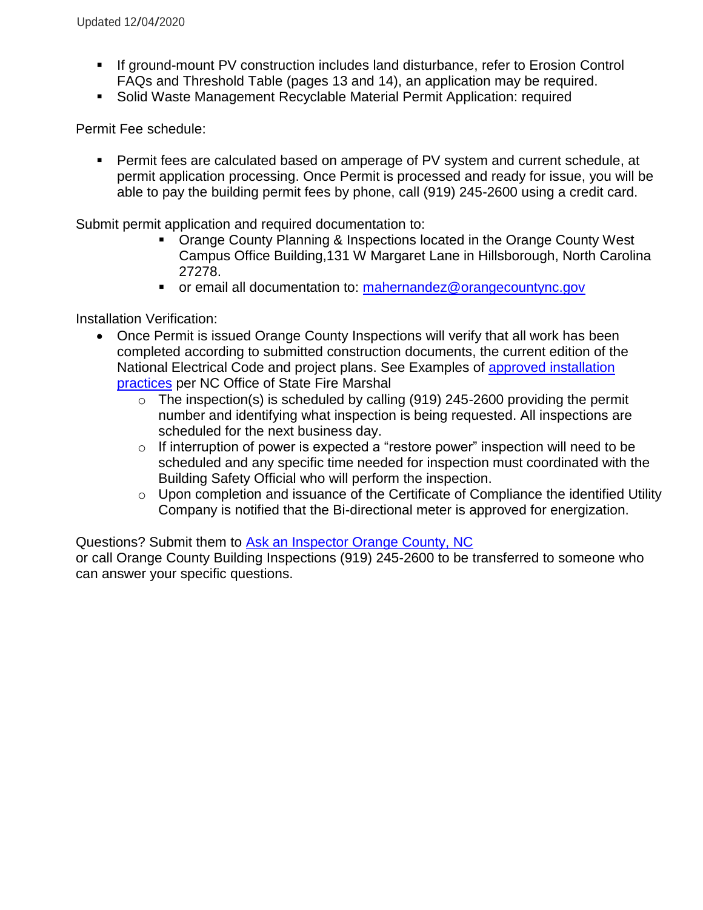- If ground-mount PV construction includes land disturbance, refer to Erosion Control FAQs and Threshold Table (pages 13 and 14), an application may be required.
- Solid Waste Management Recyclable Material Permit Application: required

Permit Fee schedule:

- Permit fees are calculated based on amperage of PV system and current schedule, at permit application processing. Once Permit is processed and ready for issue, you will be able to pay the building permit fees by phone, call (919) 245-2600 using a credit card.

Submit permit application and required documentation to:

- Orange County Planning & Inspections located in the Orange County West Campus Office Building,131 W Margaret Lane in Hillsborough, North Carolina 27278.
- or email all documentation to: [mahernandez@orangecountync.gov](mailto:mahernandez@orangecountync.gov)

Installation Verification:

- Once Permit is issued Orange County Inspections will verify that all work has been completed according to submitted construction documents, the current edition of the National Electrical Code and project plans. See Examples of [approved installation practices]() per NC Office of State Fire Marshal
  - The inspection(s) is scheduled by calling (919) 245-2600 providing the permit number and identifying what inspection is being requested. All inspections are scheduled for the next business day.
  - If interruption of power is expected a “restore power” inspection will need to be scheduled and any specific time needed for inspection must coordinated with the Building Safety Official who will perform the inspection.
  - Upon completion and issuance of the Certificate of Compliance the identified Utility Company is notified that the Bi-directional meter is approved for energization.

Questions? Submit them to [Ask an Inspector Orange County, NC]()
or call Orange County Building Inspections (919) 245-2600 to be transferred to someone who can answer your specific questions.